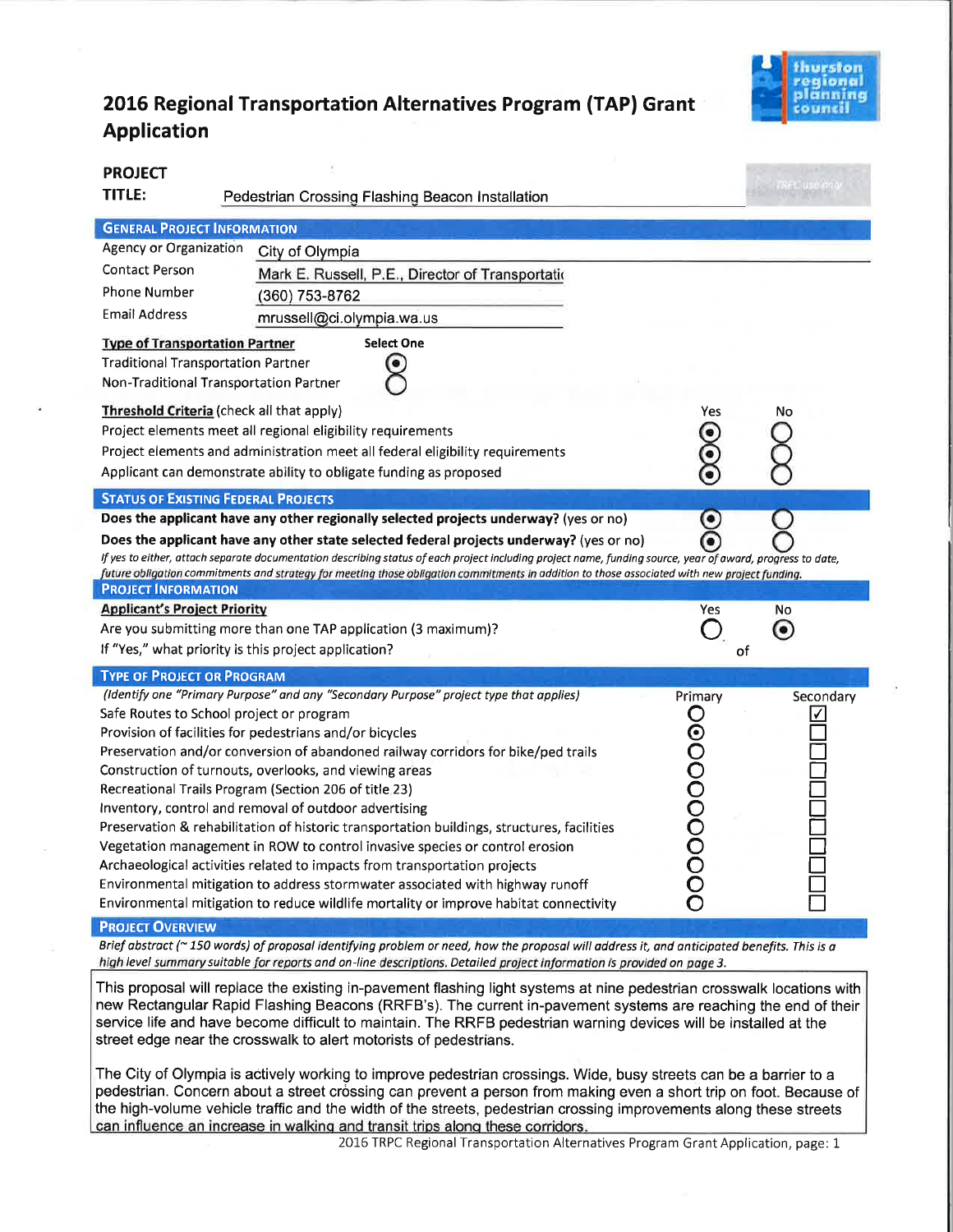# 2016 Regional Transportation Alternatives Program (TAP) Grant Application

**PROJECT TITLE:** Pedestrian Crossing Flashing Beacon Installation

## General Project Information

| | |
|---|---|
| Agency or Organization | City of Olympia |
| Contact Person | Mark E. Russell, P.E., Director of Transportatio |
| Phone Number | (360) 753-8762 |
| Email Address | mrussell@ci.olympia.wa.us |

**Type of Transportation Partner** — Select One

| | |
|---|---|
| Traditional Transportation Partner | ◉ |
| Non-Traditional Transportation Partner | ○ |

**Threshold Criteria** (check all that apply)

| | Yes | No |
|---|---|---|
| Project elements meet all regional eligibility requirements | ◉ | ○ |
| Project elements and administration meet all federal eligibility requirements | ◉ | ○ |
| Applicant can demonstrate ability to obligate funding as proposed | ◉ | ○ |

## Status of Existing Federal Projects

| | Yes | No |
|---|---|---|
| **Does the applicant have any other regionally selected projects underway?** (yes or no) | ◉ | ○ |
| **Does the applicant have any other state selected federal projects underway?** (yes or no) | ◉ | ○ |

*If yes to either, attach separate documentation describing status of each project including project name, funding source, year of award, progress to date, future obligation commitments and strategy for meeting those obligation commitments in addition to those associated with new project funding.*

## Project Information

**Applicant's Project Priority**

| | Yes | No |
|---|---|---|
| Are you submitting more than one TAP application (3 maximum)? | ○ | ◉ |
| If "Yes," what priority is this project application? | of | |

## Type of Project or Program

*(Identify one "Primary Purpose" and any "Secondary Purpose" project type that applies)*

| | Primary | Secondary |
|---|---|---|
| Safe Routes to School project or program | ○ | ☑ |
| Provision of facilities for pedestrians and/or bicycles | ◉ | ☐ |
| Preservation and/or conversion of abandoned railway corridors for bike/ped trails | ○ | ☐ |
| Construction of turnouts, overlooks, and viewing areas | ○ | ☐ |
| Recreational Trails Program (Section 206 of title 23) | ○ | ☐ |
| Inventory, control and removal of outdoor advertising | ○ | ☐ |
| Preservation & rehabilitation of historic transportation buildings, structures, facilities | ○ | ☐ |
| Vegetation management in ROW to control invasive species or control erosion | ○ | ☐ |
| Archaeological activities related to impacts from transportation projects | ○ | ☐ |
| Environmental mitigation to address stormwater associated with highway runoff | ○ | ☐ |
| Environmental mitigation to reduce wildlife mortality or improve habitat connectivity | ○ | ☐ |

## Project Overview

*Brief abstract (~150 words) of proposal identifying problem or need, how the proposal will address it, and anticipated benefits. This is a high level summary suitable for reports and on-line descriptions. Detailed project information is provided on page 3.*

This proposal will replace the existing in-pavement flashing light systems at nine pedestrian crosswalk locations with new Rectangular Rapid Flashing Beacons (RRFB's). The current in-pavement systems are reaching the end of their service life and have become difficult to maintain. The RRFB pedestrian warning devices will be installed at the street edge near the crosswalk to alert motorists of pedestrians.

The City of Olympia is actively working to improve pedestrian crossings. Wide, busy streets can be a barrier to a pedestrian. Concern about a street crossing can prevent a person from making even a short trip on foot. Because of the high-volume vehicle traffic and the width of the streets, pedestrian crossing improvements along these streets can influence an increase in walking and transit trips along these corridors.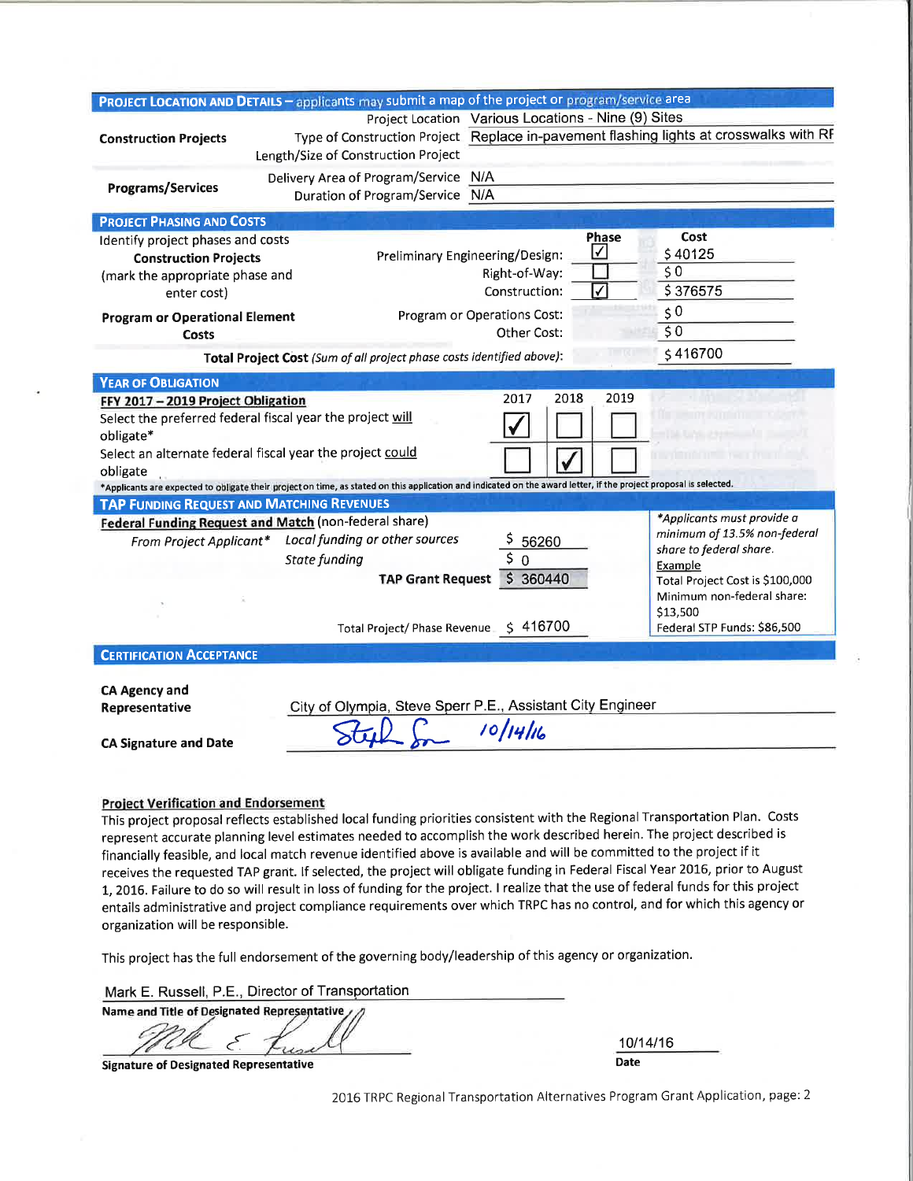## PROJECT LOCATION AND DETAILS – applicants may submit a map of the project or program/service area

| | | |
|---|---|---|
| **Construction Projects** | Project Location | Various Locations - Nine (9) Sites |
| | Type of Construction Project | Replace in-pavement flashing lights at crosswalks with RF |
| | Length/Size of Construction Project | |
| **Programs/Services** | Delivery Area of Program/Service | N/A |
| | Duration of Program/Service | N/A |

## PROJECT PHASING AND COSTS

Identify project phases and costs
**Construction Projects**
(mark the appropriate phase and enter cost)

| | Phase | Cost |
|---|---|---|
| Preliminary Engineering/Design: | ☑ | $ 40125 |
| Right-of-Way: | ☐ | $ 0 |
| Construction: | ☑ | $ 376575 |

**Program or Operational Element Costs**

| | Cost |
|---|---|
| Program or Operations Cost: | $ 0 |
| Other Cost: | $ 0 |

**Total Project Cost** *(Sum of all project phase costs identified above)*: $ 416700

## YEAR OF OBLIGATION

**FFY 2017 – 2019 Project Obligation**

| | 2017 | 2018 | 2019 |
|---|---|---|---|
| Select the preferred federal fiscal year the project will obligate* | ☑ | ☐ | ☐ |
| Select an alternate federal fiscal year the project could obligate | ☐ | ☑ | ☐ |

*Applicants are expected to obligate their project on time, as stated on this application and indicated on the award letter, if the project proposal is selected.

## TAP FUNDING REQUEST AND MATCHING REVENUES

**Federal Funding Request and Match** (non-federal share)

| | | |
|---|---|---|
| *From Project Applicant** | *Local funding or other sources* | $ 56260 |
| | *State funding* | $ 0 |
| | **TAP Grant Request** | $ 360440 |
| | Total Project/ Phase Revenue | $ 416700 |

*Applicants must provide a minimum of 13.5% non-federal share to federal share.*
Example
Total Project Cost is $100,000
Minimum non-federal share: $13,500
Federal STP Funds: $86,500

## CERTIFICATION ACCEPTANCE

**CA Agency and Representative** City of Olympia, Steve Sperr P.E., Assistant City Engineer

**CA Signature and Date** [signature] 10/14/16

**Project Verification and Endorsement**

This project proposal reflects established local funding priorities consistent with the Regional Transportation Plan. Costs represent accurate planning level estimates needed to accomplish the work described herein. The project described is financially feasible, and local match revenue identified above is available and will be committed to the project if it receives the requested TAP grant. If selected, the project will obligate funding in Federal Fiscal Year 2016, prior to August 1, 2016. Failure to do so will result in loss of funding for the project. I realize that the use of federal funds for this project entails administrative and project compliance requirements over which TRPC has no control, and for which this agency or organization will be responsible.

This project has the full endorsement of the governing body/leadership of this agency or organization.

Mark E. Russell, P.E., Director of Transportation
**Name and Title of Designated Representative**

[signature]
**Signature of Designated Representative**

10/14/16
**Date**

2016 TRPC Regional Transportation Alternatives Program Grant Application, page: 2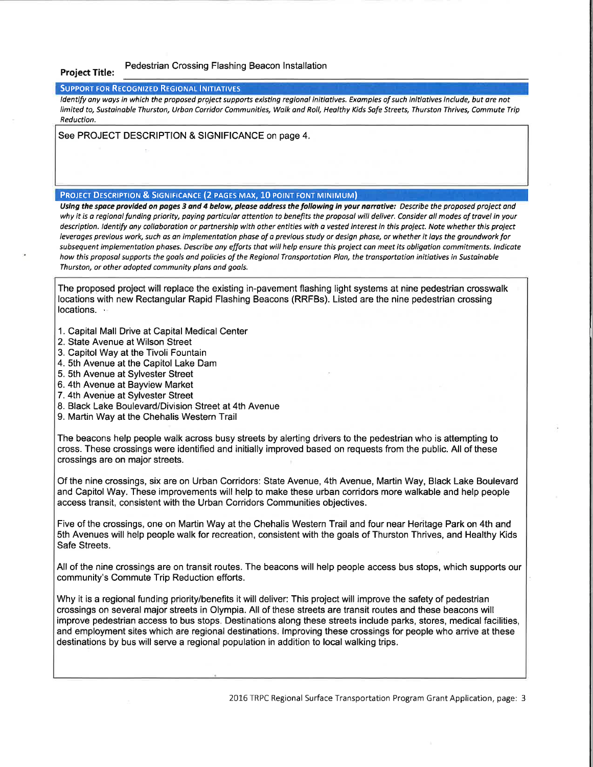**Project Title:** Pedestrian Crossing Flashing Beacon Installation

## SUPPORT FOR RECOGNIZED REGIONAL INITIATIVES

*Identify any ways in which the proposed project supports existing regional initiatives. Examples of such initiatives include, but are not limited to, Sustainable Thurston, Urban Corridor Communities, Walk and Roll, Healthy Kids Safe Streets, Thurston Thrives, Commute Trip Reduction.*

See PROJECT DESCRIPTION & SIGNIFICANCE on page 4.

## PROJECT DESCRIPTION & SIGNIFICANCE (2 PAGES MAX, 10 POINT FONT MINIMUM)

***Using the space provided on pages 3 and 4 below, please address the following in your narrative:*** *Describe the proposed project and why it is a regional funding priority, paying particular attention to benefits the proposal will deliver. Consider all modes of travel in your description. Identify any collaboration or partnership with other entities with a vested interest in this project. Note whether this project leverages previous work, such as an implementation phase of a previous study or design phase, or whether it lays the groundwork for subsequent implementation phases. Describe any efforts that will help ensure this project can meet its obligation commitments. Indicate how this proposal supports the goals and policies of the Regional Transportation Plan, the transportation initiatives in Sustainable Thurston, or other adopted community plans and goals.*

The proposed project will replace the existing in-pavement flashing light systems at nine pedestrian crosswalk locations with new Rectangular Rapid Flashing Beacons (RRFBs). Listed are the nine pedestrian crossing locations.

1. Capital Mall Drive at Capital Medical Center
2. State Avenue at Wilson Street
3. Capitol Way at the Tivoli Fountain
4. 5th Avenue at the Capitol Lake Dam
5. 5th Avenue at Sylvester Street
6. 4th Avenue at Bayview Market
7. 4th Avenue at Sylvester Street
8. Black Lake Boulevard/Division Street at 4th Avenue
9. Martin Way at the Chehalis Western Trail

The beacons help people walk across busy streets by alerting drivers to the pedestrian who is attempting to cross. These crossings were identified and initially improved based on requests from the public. All of these crossings are on major streets.

Of the nine crossings, six are on Urban Corridors: State Avenue, 4th Avenue, Martin Way, Black Lake Boulevard and Capitol Way. These improvements will help to make these urban corridors more walkable and help people access transit, consistent with the Urban Corridors Communities objectives.

Five of the crossings, one on Martin Way at the Chehalis Western Trail and four near Heritage Park on 4th and 5th Avenues will help people walk for recreation, consistent with the goals of Thurston Thrives, and Healthy Kids Safe Streets.

All of the nine crossings are on transit routes. The beacons will help people access bus stops, which supports our community's Commute Trip Reduction efforts.

Why it is a regional funding priority/benefits it will deliver: This project will improve the safety of pedestrian crossings on several major streets in Olympia. All of these streets are transit routes and these beacons will improve pedestrian access to bus stops. Destinations along these streets include parks, stores, medical facilities, and employment sites which are regional destinations. Improving these crossings for people who arrive at these destinations by bus will serve a regional population in addition to local walking trips.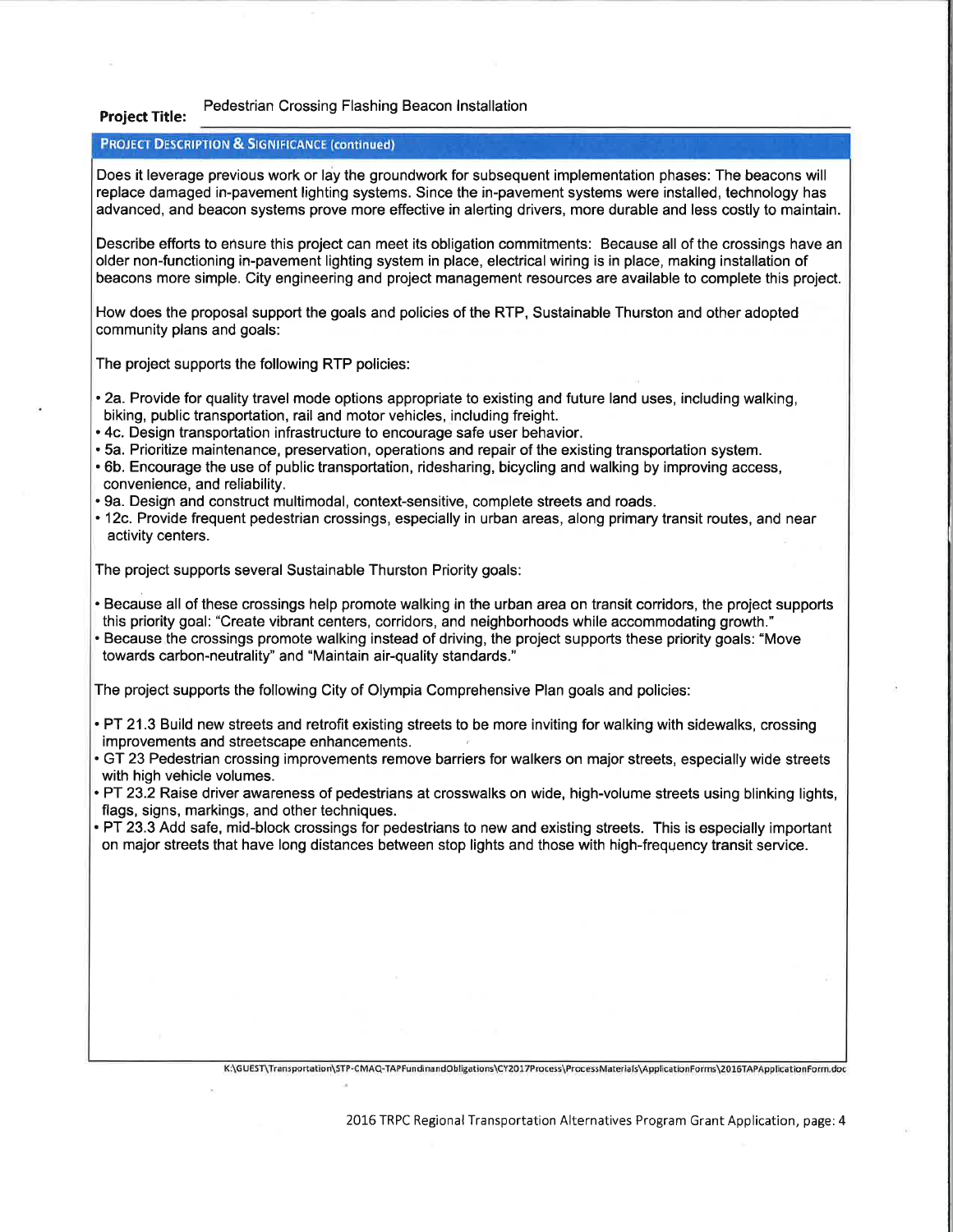**Project Title:** Pedestrian Crossing Flashing Beacon Installation

## PROJECT DESCRIPTION & SIGNIFICANCE (continued)

Does it leverage previous work or lay the groundwork for subsequent implementation phases: The beacons will replace damaged in-pavement lighting systems. Since the in-pavement systems were installed, technology has advanced, and beacon systems prove more effective in alerting drivers, more durable and less costly to maintain.

Describe efforts to ensure this project can meet its obligation commitments: Because all of the crossings have an older non-functioning in-pavement lighting system in place, electrical wiring is in place, making installation of beacons more simple. City engineering and project management resources are available to complete this project.

How does the proposal support the goals and policies of the RTP, Sustainable Thurston and other adopted community plans and goals:

The project supports the following RTP policies:

- 2a. Provide for quality travel mode options appropriate to existing and future land uses, including walking, biking, public transportation, rail and motor vehicles, including freight.
- 4c. Design transportation infrastructure to encourage safe user behavior.
- 5a. Prioritize maintenance, preservation, operations and repair of the existing transportation system.
- 6b. Encourage the use of public transportation, ridesharing, bicycling and walking by improving access, convenience, and reliability.
- 9a. Design and construct multimodal, context-sensitive, complete streets and roads.
- 12c. Provide frequent pedestrian crossings, especially in urban areas, along primary transit routes, and near activity centers.

The project supports several Sustainable Thurston Priority goals:

- Because all of these crossings help promote walking in the urban area on transit corridors, the project supports this priority goal: "Create vibrant centers, corridors, and neighborhoods while accommodating growth."
- Because the crossings promote walking instead of driving, the project supports these priority goals: "Move towards carbon-neutrality" and "Maintain air-quality standards."

The project supports the following City of Olympia Comprehensive Plan goals and policies:

- PT 21.3 Build new streets and retrofit existing streets to be more inviting for walking with sidewalks, crossing improvements and streetscape enhancements.
- GT 23 Pedestrian crossing improvements remove barriers for walkers on major streets, especially wide streets with high vehicle volumes.
- PT 23.2 Raise driver awareness of pedestrians at crosswalks on wide, high-volume streets using blinking lights, flags, signs, markings, and other techniques.
- PT 23.3 Add safe, mid-block crossings for pedestrians to new and existing streets. This is especially important on major streets that have long distances between stop lights and those with high-frequency transit service.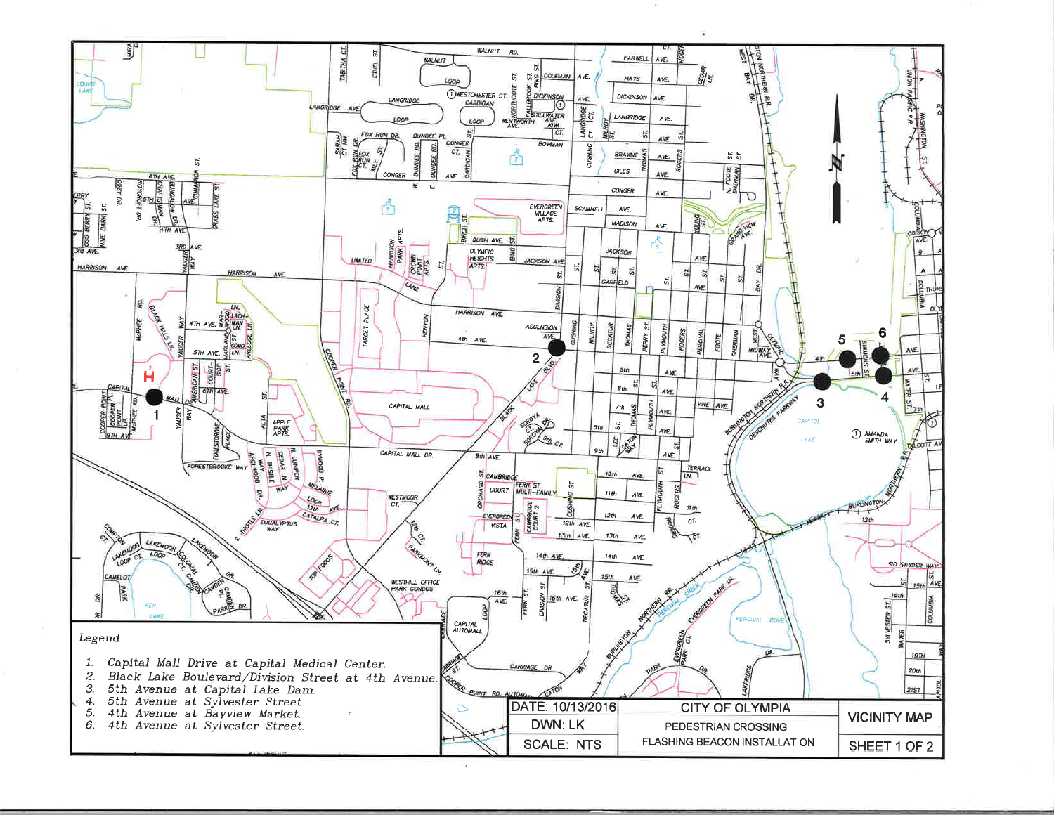Legend

1. Capital Mall Drive at Capital Medical Center.
2. Black Lake Boulevard/Division Street at 4th Avenue.
3. 5th Avenue at Capital Lake Dam.
4. 5th Avenue at Sylvester Street.
5. 4th Avenue at Bayview Market.
6. 4th Avenue at Sylvester Street.

| DATE: 10/13/2016 | CITY OF OLYMPIA | VICINITY MAP |
|---|---|---|
| DWN: LK | PEDESTRIAN CROSSING FLASHING BEACON INSTALLATION | SHEET 1 OF 2 |
| SCALE: NTS | | |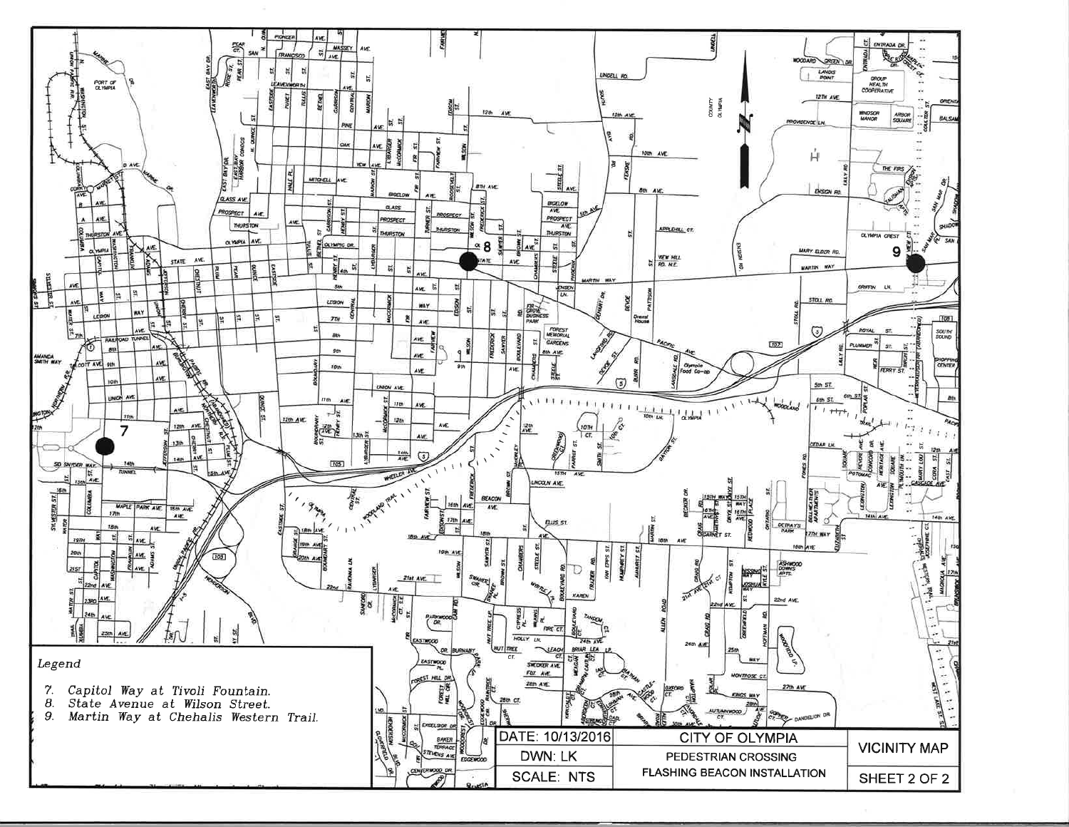## Legend

7. Capitol Way at Tivoli Fountain.
8. State Avenue at Wilson Street.
9. Martin Way at Chehalis Western Trail.

| DATE: 10/13/2016 | CITY OF OLYMPIA | VICINITY MAP |
|---|---|---|
| DWN: LK | PEDESTRIAN CROSSING | |
| SCALE: NTS | FLASHING BEACON INSTALLATION | SHEET 2 OF 2 |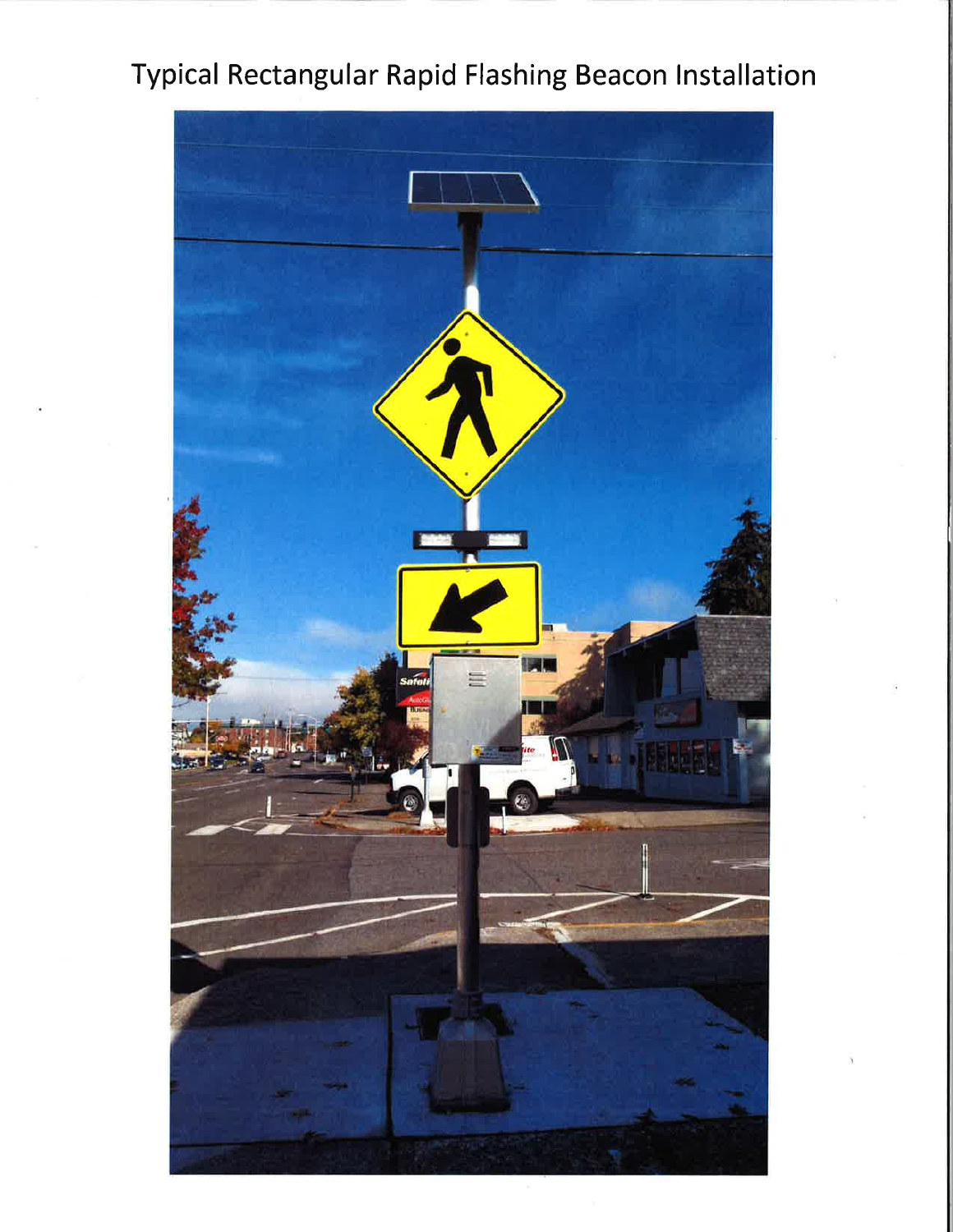Typical Rectangular Rapid Flashing Beacon Installation